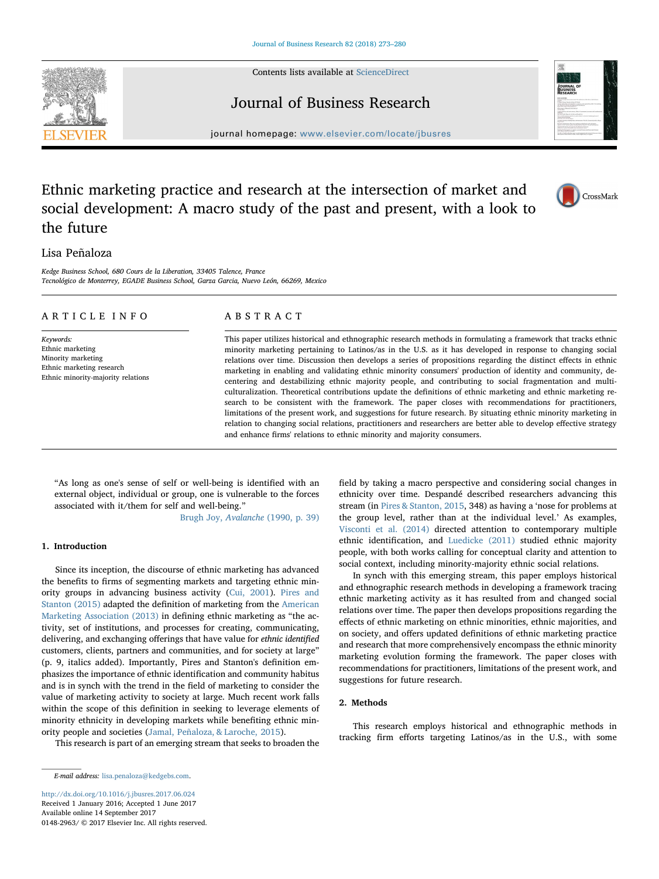# Ethnic marketing practice and research at the intersection of market and social development: A macro study of the past and present, with a look to the future

Lisa Peñaloza

*Kedge Business School, 680 Cours de la Liberation, 33405 Talence, France*
*Tecnológico de Monterrey, EGADE Business School, Garza Garcia, Nuevo León, 66269, Mexico*

## ARTICLE INFO

*Keywords:*
Ethnic marketing
Minority marketing
Ethnic marketing research
Ethnic minority-majority relations

## ABSTRACT

This paper utilizes historical and ethnographic research methods in formulating a framework that tracks ethnic minority marketing pertaining to Latinos/as in the U.S. as it has developed in response to changing social relations over time. Discussion then develops a series of propositions regarding the distinct effects in ethnic marketing in enabling and validating ethnic minority consumers' production of identity and community, decentering and destabilizing ethnic majority people, and contributing to social fragmentation and multiculturalization. Theoretical contributions update the definitions of ethnic marketing and ethnic marketing research to be consistent with the framework. The paper closes with recommendations for practitioners, limitations of the present work, and suggestions for future research. By situating ethnic minority marketing in relation to changing social relations, practitioners and researchers are better able to develop effective strategy and enhance firms' relations to ethnic minority and majority consumers.

> "As long as one's sense of self or well-being is identified with an external object, individual or group, one is vulnerable to the forces associated with it/them for self and well-being."
>
> Brugh Joy, *Avalanche* (1990, p. 39)

## 1. Introduction

Since its inception, the discourse of ethnic marketing has advanced the benefits to firms of segmenting markets and targeting ethnic minority groups in advancing business activity (Cui, 2001). Pires and Stanton (2015) adapted the definition of marketing from the American Marketing Association (2013) in defining ethnic marketing as "the activity, set of institutions, and processes for creating, communicating, delivering, and exchanging offerings that have value for *ethnic identified* customers, clients, partners and communities, and for society at large" (p. 9, italics added). Importantly, Pires and Stanton's definition emphasizes the importance of ethnic identification and community habitus and is in synch with the trend in the field of marketing to consider the value of marketing activity to society at large. Much recent work falls within the scope of this definition in seeking to leverage elements of minority ethnicity in developing markets while benefiting ethnic minority people and societies (Jamal, Peñaloza, & Laroche, 2015).

This research is part of an emerging stream that seeks to broaden the field by taking a macro perspective and considering social changes in ethnicity over time. Despandé described researchers advancing this stream (in Pires & Stanton, 2015, 348) as having a 'nose for problems at the group level, rather than at the individual level.' As examples, Visconti et al. (2014) directed attention to contemporary multiple ethnic identification, and Luedicke (2011) studied ethnic majority people, with both works calling for conceptual clarity and attention to social context, including minority-majority ethnic social relations.

In synch with this emerging stream, this paper employs historical and ethnographic research methods in developing a framework tracing ethnic marketing activity as it has resulted from and changed social relations over time. The paper then develops propositions regarding the effects of ethnic marketing on ethnic minorities, ethnic majorities, and on society, and offers updated definitions of ethnic marketing practice and research that more comprehensively encompass the ethnic minority marketing evolution forming the framework. The paper closes with recommendations for practitioners, limitations of the present work, and suggestions for future research.

## 2. Methods

This research employs historical and ethnographic methods in tracking firm efforts targeting Latinos/as in the U.S., with some

E-mail address: lisa.penaloza@kedgebs.com.

http://dx.doi.org/10.1016/j.jbusres.2017.06.024
Received 1 January 2016; Accepted 1 June 2017
Available online 14 September 2017
0148-2963/ © 2017 Elsevier Inc. All rights reserved.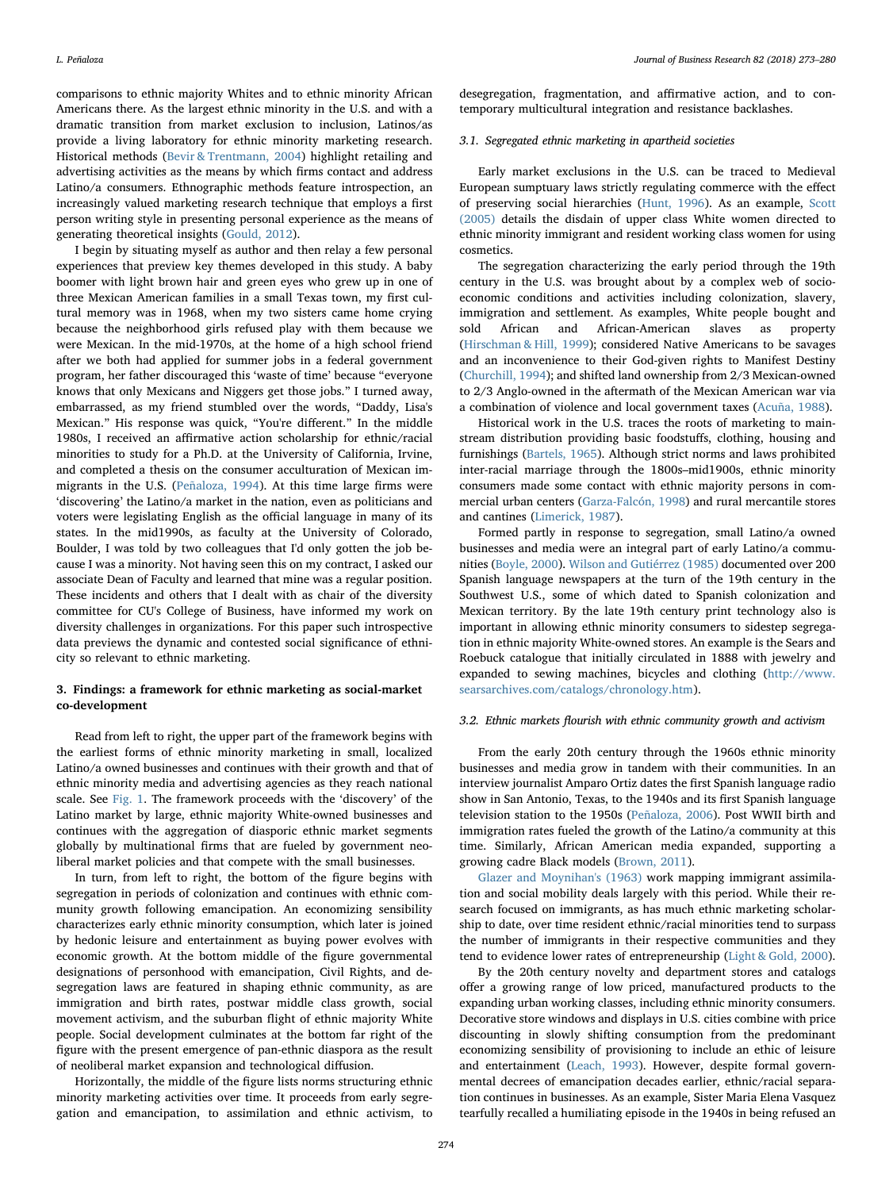comparisons to ethnic majority Whites and to ethnic minority African Americans there. As the largest ethnic minority in the U.S. and with a dramatic transition from market exclusion to inclusion, Latinos/as provide a living laboratory for ethnic minority marketing research. Historical methods (Bevir & Trentmann, 2004) highlight retailing and advertising activities as the means by which firms contact and address Latino/a consumers. Ethnographic methods feature introspection, an increasingly valued marketing research technique that employs a first person writing style in presenting personal experience as the means of generating theoretical insights (Gould, 2012).

I begin by situating myself as author and then relay a few personal experiences that preview key themes developed in this study. A baby boomer with light brown hair and green eyes who grew up in one of three Mexican American families in a small Texas town, my first cultural memory was in 1968, when my two sisters came home crying because the neighborhood girls refused play with them because we were Mexican. In the mid-1970s, at the home of a high school friend after we both had applied for summer jobs in a federal government program, her father discouraged this 'waste of time' because "everyone knows that only Mexicans and Niggers get those jobs." I turned away, embarrassed, as my friend stumbled over the words, "Daddy, Lisa's Mexican." His response was quick, "You're different." In the middle 1980s, I received an affirmative action scholarship for ethnic/racial minorities to study for a Ph.D. at the University of California, Irvine, and completed a thesis on the consumer acculturation of Mexican immigrants in the U.S. (Peñaloza, 1994). At this time large firms were 'discovering' the Latino/a market in the nation, even as politicians and voters were legislating English as the official language in many of its states. In the mid1990s, as faculty at the University of Colorado, Boulder, I was told by two colleagues that I'd only gotten the job because I was a minority. Not having seen this on my contract, I asked our associate Dean of Faculty and learned that mine was a regular position. These incidents and others that I dealt with as chair of the diversity committee for CU's College of Business, have informed my work on diversity challenges in organizations. For this paper such introspective data previews the dynamic and contested social significance of ethnicity so relevant to ethnic marketing.

## 3. Findings: a framework for ethnic marketing as social-market co-development

Read from left to right, the upper part of the framework begins with the earliest forms of ethnic minority marketing in small, localized Latino/a owned businesses and continues with their growth and that of ethnic minority media and advertising agencies as they reach national scale. See Fig. 1. The framework proceeds with the 'discovery' of the Latino market by large, ethnic majority White-owned businesses and continues with the aggregation of diasporic ethnic market segments globally by multinational firms that are fueled by government neoliberal market policies and that compete with the small businesses.

In turn, from left to right, the bottom of the figure begins with segregation in periods of colonization and continues with ethnic community growth following emancipation. An economizing sensibility characterizes early ethnic minority consumption, which later is joined by hedonic leisure and entertainment as buying power evolves with economic growth. At the bottom middle of the figure governmental designations of personhood with emancipation, Civil Rights, and desegregation laws are featured in shaping ethnic community, as are immigration and birth rates, postwar middle class growth, social movement activism, and the suburban flight of ethnic majority White people. Social development culminates at the bottom far right of the figure with the present emergence of pan-ethnic diaspora as the result of neoliberal market expansion and technological diffusion.

Horizontally, the middle of the figure lists norms structuring ethnic minority marketing activities over time. It proceeds from early segregation and emancipation, to assimilation and ethnic activism, to desegregation, fragmentation, and affirmative action, and to contemporary multicultural integration and resistance backlashes.

### 3.1. Segregated ethnic marketing in apartheid societies

Early market exclusions in the U.S. can be traced to Medieval European sumptuary laws strictly regulating commerce with the effect of preserving social hierarchies (Hunt, 1996). As an example, Scott (2005) details the disdain of upper class White women directed to ethnic minority immigrant and resident working class women for using cosmetics.

The segregation characterizing the early period through the 19th century in the U.S. was brought about by a complex web of socioeconomic conditions and activities including colonization, slavery, immigration and settlement. As examples, White people bought and sold African and African-American slaves as property (Hirschman & Hill, 1999); considered Native Americans to be savages and an inconvenience to their God-given rights to Manifest Destiny (Churchill, 1994); and shifted land ownership from 2/3 Mexican-owned to 2/3 Anglo-owned in the aftermath of the Mexican American war via a combination of violence and local government taxes (Acuña, 1988).

Historical work in the U.S. traces the roots of marketing to mainstream distribution providing basic foodstuffs, clothing, housing and furnishings (Bartels, 1965). Although strict norms and laws prohibited inter-racial marriage through the 1800s–mid1900s, ethnic minority consumers made some contact with ethnic majority persons in commercial urban centers (Garza-Falcón, 1998) and rural mercantile stores and cantines (Limerick, 1987).

Formed partly in response to segregation, small Latino/a owned businesses and media were an integral part of early Latino/a communities (Boyle, 2000). Wilson and Gutiérrez (1985) documented over 200 Spanish language newspapers at the turn of the 19th century in the Southwest U.S., some of which dated to Spanish colonization and Mexican territory. By the late 19th century print technology also is important in allowing ethnic minority consumers to sidestep segregation in ethnic majority White-owned stores. An example is the Sears and Roebuck catalogue that initially circulated in 1888 with jewelry and expanded to sewing machines, bicycles and clothing (http://www.searsarchives.com/catalogs/chronology.htm).

### 3.2. Ethnic markets flourish with ethnic community growth and activism

From the early 20th century through the 1960s ethnic minority businesses and media grow in tandem with their communities. In an interview journalist Amparo Ortiz dates the first Spanish language radio show in San Antonio, Texas, to the 1940s and its first Spanish language television station to the 1950s (Peñaloza, 2006). Post WWII birth and immigration rates fueled the growth of the Latino/a community at this time. Similarly, African American media expanded, supporting a growing cadre Black models (Brown, 2011).

Glazer and Moynihan's (1963) work mapping immigrant assimilation and social mobility deals largely with this period. While their research focused on immigrants, as has much ethnic marketing scholarship to date, over time resident ethnic/racial minorities tend to surpass the number of immigrants in their respective communities and they tend to evidence lower rates of entrepreneurship (Light & Gold, 2000).

By the 20th century novelty and department stores and catalogs offer a growing range of low priced, manufactured products to the expanding urban working classes, including ethnic minority consumers. Decorative store windows and displays in U.S. cities combine with price discounting in slowly shifting consumption from the predominant economizing sensibility of provisioning to include an ethic of leisure and entertainment (Leach, 1993). However, despite formal governmental decrees of emancipation decades earlier, ethnic/racial separation continues in businesses. As an example, Sister Maria Elena Vasquez tearfully recalled a humiliating episode in the 1940s in being refused an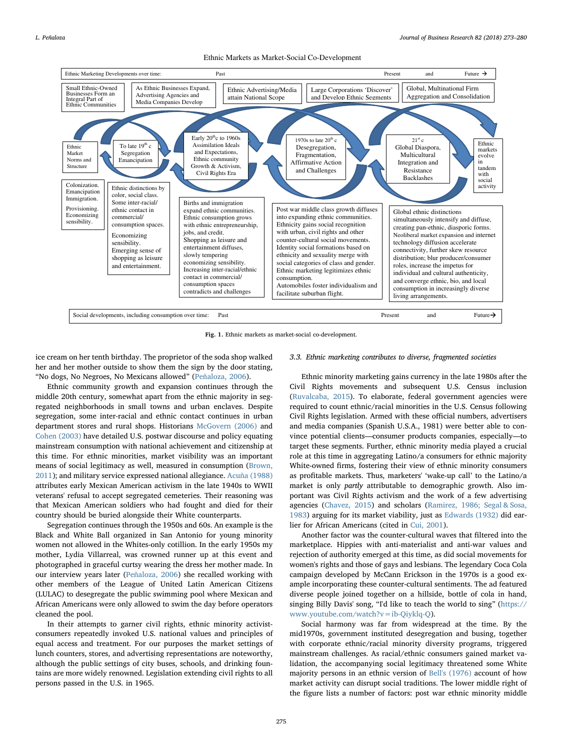Ethnic Markets as Market-Social Co-Development

Ethnic Marketing Developments over time: Past — Present and Future →

- Small Ethnic-Owned Businesses Form an Integral Part of Ethnic Communities
- As Ethnic Businesses Expand, Advertising Agencies and Media Companies Develop
- Ethnic Advertising/Media attain National Scope
- Large Corporations 'Discover' and Develop Ethnic Segments
- Global, Multinational Firm Aggregation and Consolidation

Ethnic Market Norms and Structure

- To late 19th c Segregation Emancipation
- Early 20th c to 1960s Assimilation Ideals and Expectations, Ethnic community Growth & Activism, Civil Rights Era
- 1970s to late 20th c Desegregation, Fragmentation, Affirmative Action and Challenges
- 21st c Global Diaspora, Multicultural Integration and Resistance Backlashes

Ethnic markets evolve in tandem with social activity

- Colonization. Emancipation Immigration. Provisioning. Economizing sensibility.
- Ethnic distinctions by color, social class. Some inter-racial/ ethnic contact in commercial/ consumption spaces. Economizing sensibility. Emerging sense of shopping as leisure and entertainment.
- Births and immigration expand ethnic communities. Ethnic consumption grows with ethnic entrepreneurship, jobs, and credit. Shopping as leisure and entertainment diffuses, slowly tempering economizing sensibility. Increasing inter-racial/ethnic contact in commercial/ consumption spaces contradicts and challenges
- Post war middle class growth diffuses into expanding ethnic communities. Ethnicity gains social recognition with urban, civil rights and other counter-cultural social movements. Identity social formations based on ethnicity and sexuality merge with social categories of class and gender. Ethnic marketing legitimizes ethnic consumption. Automobiles foster individualism and facilitate suburban flight.
- Global ethnic distinctions simultaneously intensify and diffuse, creating pan-ethnic, diasporic forms. Neoliberal market expansion and internet technology diffusion accelerate connectivity, further skew resource distribution; blur producer/consumer roles, increase the impetus for individual and cultural authenticity, and converge ethnic, bio, and local consumption in increasingly diverse living arrangements.

Social developments, including consumption over time: Past — Present and Future →

**Fig. 1.** Ethnic markets as market-social co-development.

ice cream on her tenth birthday. The proprietor of the soda shop walked her and her mother outside to show them the sign by the door stating, "No dogs, No Negroes, No Mexicans allowed" (Peñaloza, 2006).

Ethnic community growth and expansion continues through the middle 20th century, somewhat apart from the ethnic majority in segregated neighborhoods in small towns and urban enclaves. Despite segregation, some inter-racial and ethnic contact continues in urban department stores and rural shops. Historians McGovern (2006) and Cohen (2003) have detailed U.S. postwar discourse and policy equating mainstream consumption with national achievement and citizenship at this time. For ethnic minorities, market visibility was an important means of social legitimacy as well, measured in consumption (Brown, 2011); and military service expressed national allegiance. Acuña (1988) attributes early Mexican American activism in the late 1940s to WWII veterans' refusal to accept segregated cemeteries. Their reasoning was that Mexican American soldiers who had fought and died for their country should be buried alongside their White counterparts.

Segregation continues through the 1950s and 60s. An example is the Black and White Ball organized in San Antonio for young minority women not allowed in the Whites-only cotillion. In the early 1950s my mother, Lydia Villarreal, was crowned runner up at this event and photographed in graceful curtsy wearing the dress her mother made. In our interview years later (Peñaloza, 2006) she recalled working with other members of the League of United Latin American Citizens (LULAC) to desegregate the public swimming pool where Mexican and African Americans were only allowed to swim the day before operators cleaned the pool.

In their attempts to garner civil rights, ethnic minority activist-consumers repeatedly invoked U.S. national values and principles of equal access and treatment. For our purposes the market settings of lunch counters, stores, and advertising representations are noteworthy, although the public settings of city buses, schools, and drinking fountains are more widely renowned. Legislation extending civil rights to all persons passed in the U.S. in 1965.

### 3.3. Ethnic marketing contributes to diverse, fragmented societies

Ethnic minority marketing gains currency in the late 1980s after the Civil Rights movements and subsequent U.S. Census inclusion (Ruvalcaba, 2015). To elaborate, federal government agencies were required to count ethnic/racial minorities in the U.S. Census following Civil Rights legislation. Armed with these official numbers, advertisers and media companies (Spanish U.S.A., 1981) were better able to convince potential clients—consumer products companies, especially—to target these segments. Further, ethnic minority media played a crucial role at this time in aggregating Latino/a consumers for ethnic majority White-owned firms, fostering their view of ethnic minority consumers as profitable markets. Thus, marketers' 'wake-up call' to the Latino/a market is only *partly* attributable to demographic growth. Also important was Civil Rights activism and the work of a few advertising agencies (Chavez, 2015) and scholars (Ramirez, 1986; Segal & Sosa, 1983) arguing for its market viability, just as Edwards (1932) did earlier for African Americans (cited in Cui, 2001).

Another factor was the counter-cultural waves that filtered into the marketplace. Hippies with anti-materialist and anti-war values and rejection of authority emerged at this time, as did social movements for women's rights and those of gays and lesbians. The legendary Coca Cola campaign developed by McCann Erickson in the 1970s is a good example incorporating these counter-cultural sentiments. The ad featured diverse people joined together on a hillside, bottle of cola in hand, singing Billy Davis' song, "I'd like to teach the world to sing" (https://www.youtube.com/watch?v=ib-Qiyklq-Q).

Social harmony was far from widespread at the time. By the mid1970s, government instituted desegregation and busing, together with corporate ethnic/racial minority diversity programs, triggered mainstream challenges. As racial/ethnic consumers gained market validation, the accompanying social legitimacy threatened some White majority persons in an ethnic version of Bell's (1976) account of how market activity can disrupt social traditions. The lower middle right of the figure lists a number of factors: post war ethnic minority middle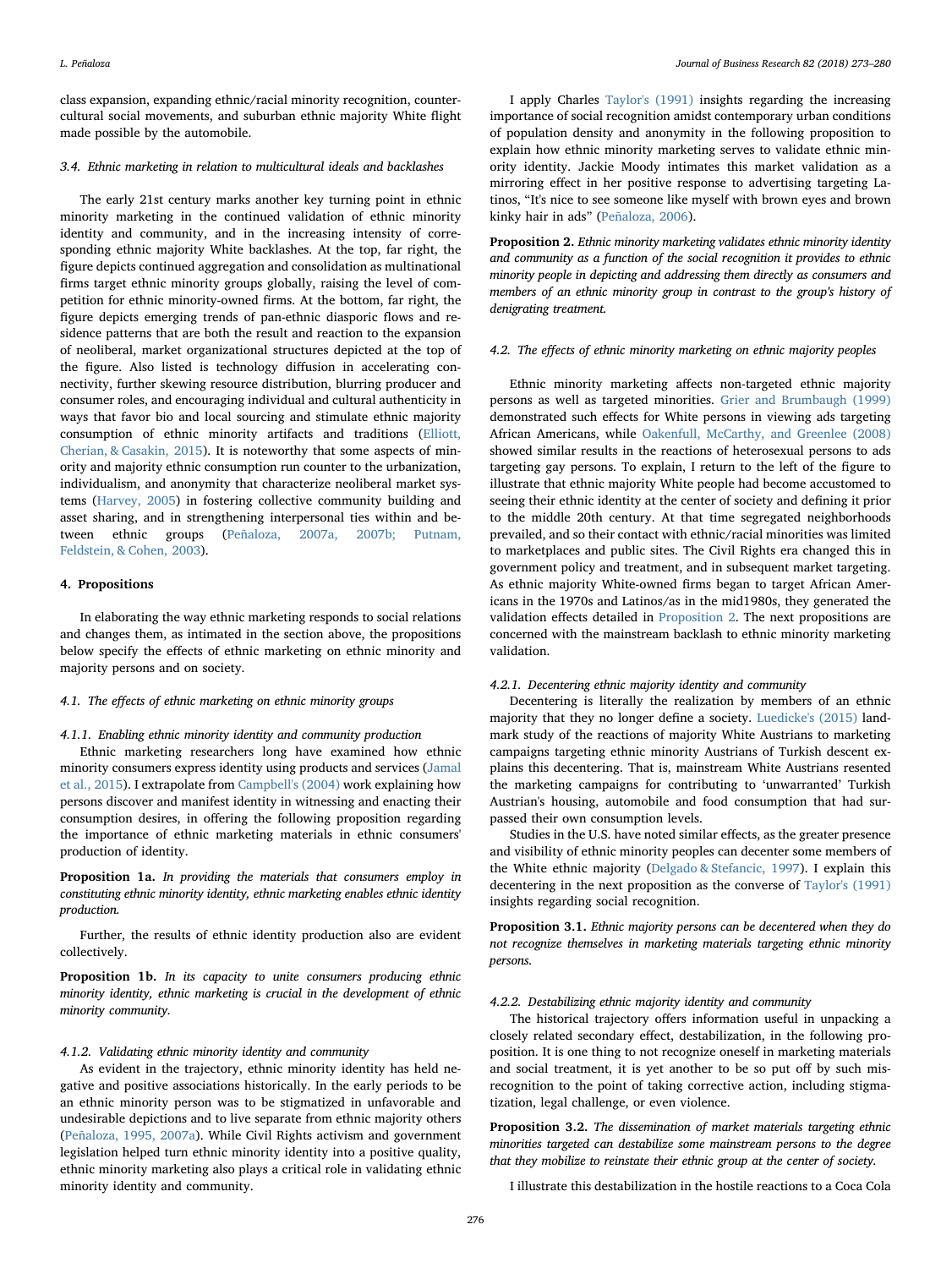class expansion, expanding ethnic/racial minority recognition, counter-cultural social movements, and suburban ethnic majority White flight made possible by the automobile.

### 3.4. Ethnic marketing in relation to multicultural ideals and backlashes

The early 21st century marks another key turning point in ethnic minority marketing in the continued validation of ethnic minority identity and community, and in the increasing intensity of corresponding ethnic majority White backlashes. At the top, far right, the figure depicts continued aggregation and consolidation as multinational firms target ethnic minority groups globally, raising the level of competition for ethnic minority-owned firms. At the bottom, far right, the figure depicts emerging trends of pan-ethnic diasporic flows and residence patterns that are both the result and reaction to the expansion of neoliberal, market organizational structures depicted at the top of the figure. Also listed is technology diffusion in accelerating connectivity, further skewing resource distribution, blurring producer and consumer roles, and encouraging individual and cultural authenticity in ways that favor bio and local sourcing and stimulate ethnic majority consumption of ethnic minority artifacts and traditions (Elliott, Cherian, & Casakin, 2015). It is noteworthy that some aspects of minority and majority ethnic consumption run counter to the urbanization, individualism, and anonymity that characterize neoliberal market systems (Harvey, 2005) in fostering collective community building and asset sharing, and in strengthening interpersonal ties within and between ethnic groups (Peñaloza, 2007a, 2007b; Putnam, Feldstein, & Cohen, 2003).

## 4. Propositions

In elaborating the way ethnic marketing responds to social relations and changes them, as intimated in the section above, the propositions below specify the effects of ethnic marketing on ethnic minority and majority persons and on society.

### 4.1. The effects of ethnic marketing on ethnic minority groups

#### 4.1.1. Enabling ethnic minority identity and community production

Ethnic marketing researchers long have examined how ethnic minority consumers express identity using products and services (Jamal et al., 2015). I extrapolate from Campbell's (2004) work explaining how persons discover and manifest identity in witnessing and enacting their consumption desires, in offering the following proposition regarding the importance of ethnic marketing materials in ethnic consumers' production of identity.

**Proposition 1a.** *In providing the materials that consumers employ in constituting ethnic minority identity, ethnic marketing enables ethnic identity production.*

Further, the results of ethnic identity production also are evident collectively.

**Proposition 1b.** *In its capacity to unite consumers producing ethnic minority identity, ethnic marketing is crucial in the development of ethnic minority community.*

#### 4.1.2. Validating ethnic minority identity and community

As evident in the trajectory, ethnic minority identity has held negative and positive associations historically. In the early periods to be an ethnic minority person was to be stigmatized in unfavorable and undesirable depictions and to live separate from ethnic majority others (Peñaloza, 1995, 2007a). While Civil Rights activism and government legislation helped turn ethnic minority identity into a positive quality, ethnic minority marketing also plays a critical role in validating ethnic minority identity and community.

I apply Charles Taylor's (1991) insights regarding the increasing importance of social recognition amidst contemporary urban conditions of population density and anonymity in the following proposition to explain how ethnic minority marketing serves to validate ethnic minority identity. Jackie Moody intimates this market validation as a mirroring effect in her positive response to advertising targeting Latinos, "It's nice to see someone like myself with brown eyes and brown kinky hair in ads" (Peñaloza, 2006).

**Proposition 2.** *Ethnic minority marketing validates ethnic minority identity and community as a function of the social recognition it provides to ethnic minority people in depicting and addressing them directly as consumers and members of an ethnic minority group in contrast to the group's history of denigrating treatment.*

### 4.2. The effects of ethnic minority marketing on ethnic majority peoples

Ethnic minority marketing affects non-targeted ethnic majority persons as well as targeted minorities. Grier and Brumbaugh (1999) demonstrated such effects for White persons in viewing ads targeting African Americans, while Oakenfull, McCarthy, and Greenlee (2008) showed similar results in the reactions of heterosexual persons to ads targeting gay persons. To explain, I return to the left of the figure to illustrate that ethnic majority White people had become accustomed to seeing their ethnic identity at the center of society and defining it prior to the middle 20th century. At that time segregated neighborhoods prevailed, and so their contact with ethnic/racial minorities was limited to marketplaces and public sites. The Civil Rights era changed this in government policy and treatment, and in subsequent market targeting. As ethnic majority White-owned firms began to target African Americans in the 1970s and Latinos/as in the mid1980s, they generated the validation effects detailed in Proposition 2. The next propositions are concerned with the mainstream backlash to ethnic minority marketing validation.

#### 4.2.1. Decentering ethnic majority identity and community

Decentering is literally the realization by members of an ethnic majority that they no longer define a society. Luedicke's (2015) landmark study of the reactions of majority White Austrians to marketing campaigns targeting ethnic minority Austrians of Turkish descent explains this decentering. That is, mainstream White Austrians resented the marketing campaigns for contributing to 'unwarranted' Turkish Austrian's housing, automobile and food consumption that had surpassed their own consumption levels.

Studies in the U.S. have noted similar effects, as the greater presence and visibility of ethnic minority peoples can decenter some members of the White ethnic majority (Delgado & Stefancic, 1997). I explain this decentering in the next proposition as the converse of Taylor's (1991) insights regarding social recognition.

**Proposition 3.1.** *Ethnic majority persons can be decentered when they do not recognize themselves in marketing materials targeting ethnic minority persons.*

#### 4.2.2. Destabilizing ethnic majority identity and community

The historical trajectory offers information useful in unpacking a closely related secondary effect, destabilization, in the following proposition. It is one thing to not recognize oneself in marketing materials and social treatment, it is yet another to be so put off by such misrecognition to the point of taking corrective action, including stigmatization, legal challenge, or even violence.

**Proposition 3.2.** *The dissemination of market materials targeting ethnic minorities targeted can destabilize some mainstream persons to the degree that they mobilize to reinstate their ethnic group at the center of society.*

I illustrate this destabilization in the hostile reactions to a Coca Cola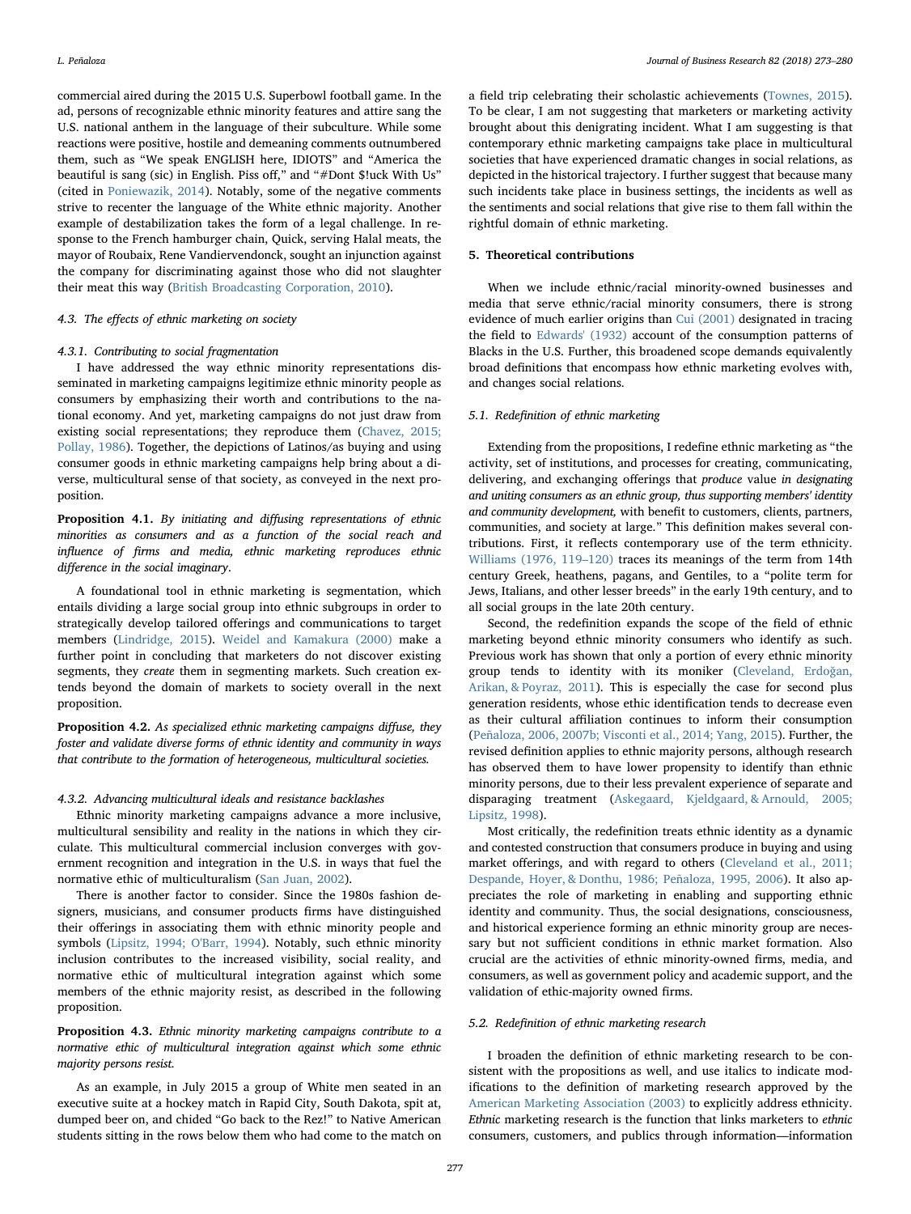commercial aired during the 2015 U.S. Superbowl football game. In the ad, persons of recognizable ethnic minority features and attire sang the U.S. national anthem in the language of their subculture. While some reactions were positive, hostile and demeaning comments outnumbered them, such as "We speak ENGLISH here, IDIOTS" and "America the beautiful is sang (sic) in English. Piss off," and "#Dont $!uck With Us" (cited in Poniewazik, 2014). Notably, some of the negative comments strive to recenter the language of the White ethnic majority. Another example of destabilization takes the form of a legal challenge. In response to the French hamburger chain, Quick, serving Halal meats, the mayor of Roubaix, Rene Vandiervendonck, sought an injunction against the company for discriminating against those who did not slaughter their meat this way (British Broadcasting Corporation, 2010).

### 4.3. The effects of ethnic marketing on society

#### 4.3.1. Contributing to social fragmentation

I have addressed the way ethnic minority representations disseminated in marketing campaigns legitimize ethnic minority people as consumers by emphasizing their worth and contributions to the national economy. And yet, marketing campaigns do not just draw from existing social representations; they reproduce them (Chavez, 2015; Pollay, 1986). Together, the depictions of Latinos/as buying and using consumer goods in ethnic marketing campaigns help bring about a diverse, multicultural sense of that society, as conveyed in the next proposition.

**Proposition 4.1.** *By initiating and diffusing representations of ethnic minorities as consumers and as a function of the social reach and influence of firms and media, ethnic marketing reproduces ethnic difference in the social imaginary.*

A foundational tool in ethnic marketing is segmentation, which entails dividing a large social group into ethnic subgroups in order to strategically develop tailored offerings and communications to target members (Lindridge, 2015). Weidel and Kamakura (2000) make a further point in concluding that marketers do not discover existing segments, they *create* them in segmenting markets. Such creation extends beyond the domain of markets to society overall in the next proposition.

**Proposition 4.2.** *As specialized ethnic marketing campaigns diffuse, they foster and validate diverse forms of ethnic identity and community in ways that contribute to the formation of heterogeneous, multicultural societies.*

#### 4.3.2. Advancing multicultural ideals and resistance backlashes

Ethnic minority marketing campaigns advance a more inclusive, multicultural sensibility and reality in the nations in which they circulate. This multicultural commercial inclusion converges with government recognition and integration in the U.S. in ways that fuel the normative ethic of multiculturalism (San Juan, 2002).

There is another factor to consider. Since the 1980s fashion designers, musicians, and consumer products firms have distinguished their offerings in associating them with ethnic minority people and symbols (Lipsitz, 1994; O'Barr, 1994). Notably, such ethnic minority inclusion contributes to the increased visibility, social reality, and normative ethic of multicultural integration against which some members of the ethnic majority resist, as described in the following proposition.

**Proposition 4.3.** *Ethnic minority marketing campaigns contribute to a normative ethic of multicultural integration against which some ethnic majority persons resist.*

As an example, in July 2015 a group of White men seated in an executive suite at a hockey match in Rapid City, South Dakota, spit at, dumped beer on, and chided "Go back to the Rez!" to Native American students sitting in the rows below them who had come to the match on a field trip celebrating their scholastic achievements (Townes, 2015). To be clear, I am not suggesting that marketers or marketing activity brought about this denigrating incident. What I am suggesting is that contemporary ethnic marketing campaigns take place in multicultural societies that have experienced dramatic changes in social relations, as depicted in the historical trajectory. I further suggest that because many such incidents take place in business settings, the incidents as well as the sentiments and social relations that give rise to them fall within the rightful domain of ethnic marketing.

## 5. Theoretical contributions

When we include ethnic/racial minority-owned businesses and media that serve ethnic/racial minority consumers, there is strong evidence of much earlier origins than Cui (2001) designated in tracing the field to Edwards' (1932) account of the consumption patterns of Blacks in the U.S. Further, this broadened scope demands equivalently broad definitions that encompass how ethnic marketing evolves with, and changes social relations.

### 5.1. Redefinition of ethnic marketing

Extending from the propositions, I redefine ethnic marketing as "the activity, set of institutions, and processes for creating, communicating, delivering, and exchanging offerings that *produce* value *in designating and uniting consumers as an ethnic group, thus supporting members' identity and community development,* with benefit to customers, clients, partners, communities, and society at large." This definition makes several contributions. First, it reflects contemporary use of the term ethnicity. Williams (1976, 119–120) traces its meanings of the term from 14th century Greek, heathens, pagans, and Gentiles, to a "polite term for Jews, Italians, and other lesser breeds" in the early 19th century, and to all social groups in the late 20th century.

Second, the redefinition expands the scope of the field of ethnic marketing beyond ethnic minority consumers who identify as such. Previous work has shown that only a portion of every ethnic minority group tends to identity with its moniker (Cleveland, Erdoğan, Arikan, & Poyraz, 2011). This is especially the case for second plus generation residents, whose ethic identification tends to decrease even as their cultural affiliation continues to inform their consumption (Peñaloza, 2006, 2007b; Visconti et al., 2014; Yang, 2015). Further, the revised definition applies to ethnic majority persons, although research has observed them to have lower propensity to identify than ethnic minority persons, due to their less prevalent experience of separate and disparaging treatment (Askegaard, Kjeldgaard, & Arnould, 2005; Lipsitz, 1998).

Most critically, the redefinition treats ethnic identity as a dynamic and contested construction that consumers produce in buying and using market offerings, and with regard to others (Cleveland et al., 2011; Despande, Hoyer, & Donthu, 1986; Peñaloza, 1995, 2006). It also appreciates the role of marketing in enabling and supporting ethnic identity and community. Thus, the social designations, consciousness, and historical experience forming an ethnic minority group are necessary but not sufficient conditions in ethnic market formation. Also crucial are the activities of ethnic minority-owned firms, media, and consumers, as well as government policy and academic support, and the validation of ethic-majority owned firms.

### 5.2. Redefinition of ethnic marketing research

I broaden the definition of ethnic marketing research to be consistent with the propositions as well, and use italics to indicate modifications to the definition of marketing research approved by the American Marketing Association (2003) to explicitly address ethnicity. *Ethnic* marketing research is the function that links marketers to *ethnic* consumers, customers, and publics through information—information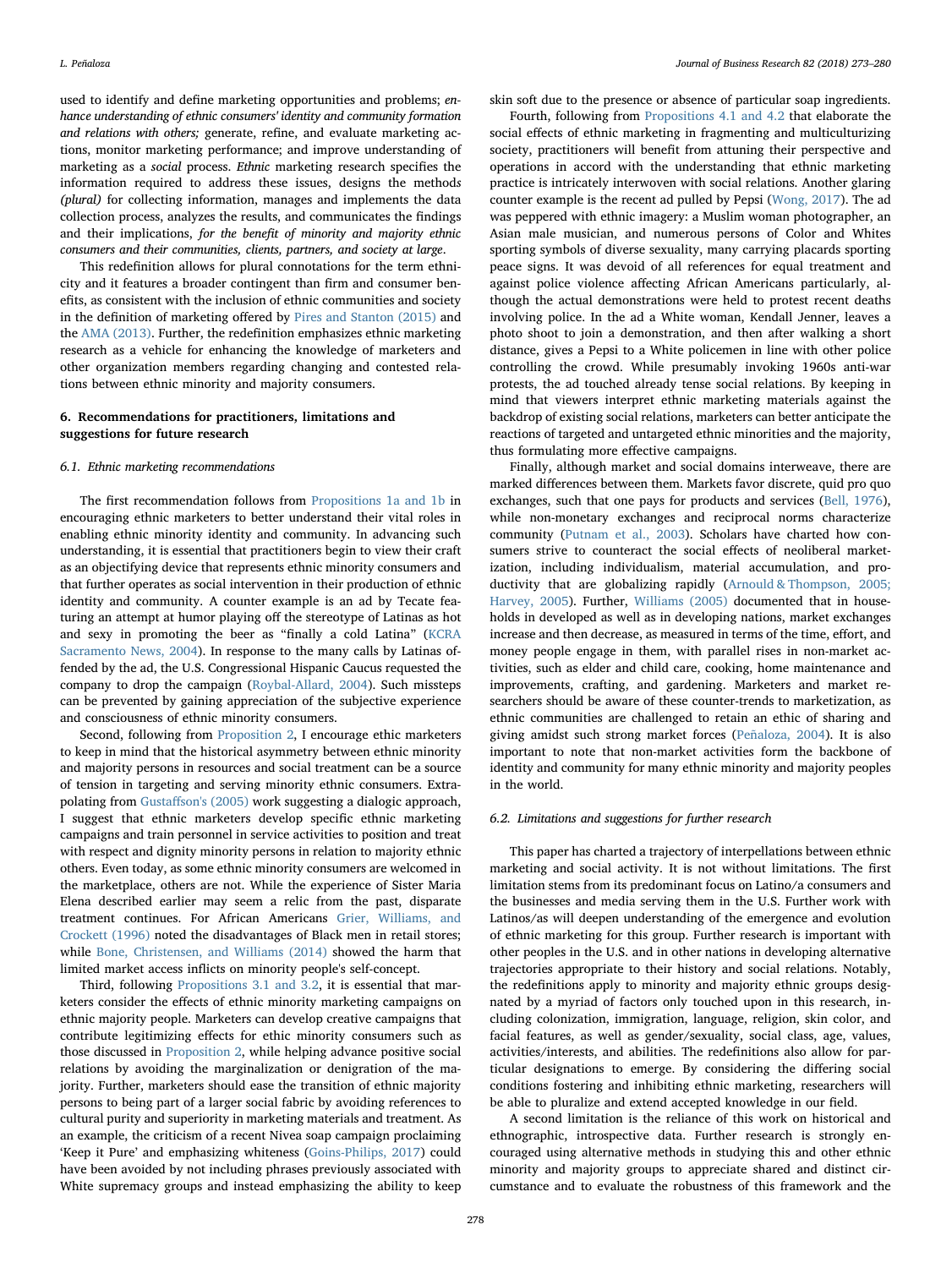used to identify and define marketing opportunities and problems; *enhance understanding of ethnic consumers' identity and community formation and relations with others;* generate, refine, and evaluate marketing actions, monitor marketing performance; and improve understanding of marketing as a *social* process. *Ethnic* marketing research specifies the information required to address these issues, designs the method*s (plural)* for collecting information, manages and implements the data collection process, analyzes the results, and communicates the findings and their implications, *for the benefit of minority and majority ethnic consumers and their communities, clients, partners, and society at large*.

This redefinition allows for plural connotations for the term ethnicity and it features a broader contingent than firm and consumer benefits, as consistent with the inclusion of ethnic communities and society in the definition of marketing offered by Pires and Stanton (2015) and the AMA (2013). Further, the redefinition emphasizes ethnic marketing research as a vehicle for enhancing the knowledge of marketers and other organization members regarding changing and contested relations between ethnic minority and majority consumers.

## 6. Recommendations for practitioners, limitations and suggestions for future research

### 6.1. Ethnic marketing recommendations

The first recommendation follows from Propositions 1a and 1b in encouraging ethnic marketers to better understand their vital roles in enabling ethnic minority identity and community. In advancing such understanding, it is essential that practitioners begin to view their craft as an objectifying device that represents ethnic minority consumers and that further operates as social intervention in their production of ethnic identity and community. A counter example is an ad by Tecate featuring an attempt at humor playing off the stereotype of Latinas as hot and sexy in promoting the beer as "finally a cold Latina" (KCRA Sacramento News, 2004). In response to the many calls by Latinas offended by the ad, the U.S. Congressional Hispanic Caucus requested the company to drop the campaign (Roybal-Allard, 2004). Such missteps can be prevented by gaining appreciation of the subjective experience and consciousness of ethnic minority consumers.

Second, following from Proposition 2, I encourage ethic marketers to keep in mind that the historical asymmetry between ethnic minority and majority persons in resources and social treatment can be a source of tension in targeting and serving minority ethnic consumers. Extrapolating from Gustaffson's (2005) work suggesting a dialogic approach, I suggest that ethnic marketers develop specific ethnic marketing campaigns and train personnel in service activities to position and treat with respect and dignity minority persons in relation to majority ethnic others. Even today, as some ethnic minority consumers are welcomed in the marketplace, others are not. While the experience of Sister Maria Elena described earlier may seem a relic from the past, disparate treatment continues. For African Americans Grier, Williams, and Crockett (1996) noted the disadvantages of Black men in retail stores; while Bone, Christensen, and Williams (2014) showed the harm that limited market access inflicts on minority people's self-concept.

Third, following Propositions 3.1 and 3.2, it is essential that marketers consider the effects of ethnic minority marketing campaigns on ethnic majority people. Marketers can develop creative campaigns that contribute legitimizing effects for ethic minority consumers such as those discussed in Proposition 2, while helping advance positive social relations by avoiding the marginalization or denigration of the majority. Further, marketers should ease the transition of ethnic majority persons to being part of a larger social fabric by avoiding references to cultural purity and superiority in marketing materials and treatment. As an example, the criticism of a recent Nivea soap campaign proclaiming 'Keep it Pure' and emphasizing whiteness (Goins-Philips, 2017) could have been avoided by not including phrases previously associated with White supremacy groups and instead emphasizing the ability to keep skin soft due to the presence or absence of particular soap ingredients.

Fourth, following from Propositions 4.1 and 4.2 that elaborate the social effects of ethnic marketing in fragmenting and multiculturizing society, practitioners will benefit from attuning their perspective and operations in accord with the understanding that ethnic marketing practice is intricately interwoven with social relations. Another glaring counter example is the recent ad pulled by Pepsi (Wong, 2017). The ad was peppered with ethnic imagery: a Muslim woman photographer, an Asian male musician, and numerous persons of Color and Whites sporting symbols of diverse sexuality, many carrying placards sporting peace signs. It was devoid of all references for equal treatment and against police violence affecting African Americans particularly, although the actual demonstrations were held to protest recent deaths involving police. In the ad a White woman, Kendall Jenner, leaves a photo shoot to join a demonstration, and then after walking a short distance, gives a Pepsi to a White policemen in line with other police controlling the crowd. While presumably invoking 1960s anti-war protests, the ad touched already tense social relations. By keeping in mind that viewers interpret ethnic marketing materials against the backdrop of existing social relations, marketers can better anticipate the reactions of targeted and untargeted ethnic minorities and the majority, thus formulating more effective campaigns.

Finally, although market and social domains interweave, there are marked differences between them. Markets favor discrete, quid pro quo exchanges, such that one pays for products and services (Bell, 1976), while non-monetary exchanges and reciprocal norms characterize community (Putnam et al., 2003). Scholars have charted how consumers strive to counteract the social effects of neoliberal marketization, including individualism, material accumulation, and productivity that are globalizing rapidly (Arnould & Thompson, 2005; Harvey, 2005). Further, Williams (2005) documented that in households in developed as well as in developing nations, market exchanges increase and then decrease, as measured in terms of the time, effort, and money people engage in them, with parallel rises in non-market activities, such as elder and child care, cooking, home maintenance and improvements, crafting, and gardening. Marketers and market researchers should be aware of these counter-trends to marketization, as ethnic communities are challenged to retain an ethic of sharing and giving amidst such strong market forces (Peñaloza, 2004). It is also important to note that non-market activities form the backbone of identity and community for many ethnic minority and majority peoples in the world.

### 6.2. Limitations and suggestions for further research

This paper has charted a trajectory of interpellations between ethnic marketing and social activity. It is not without limitations. The first limitation stems from its predominant focus on Latino/a consumers and the businesses and media serving them in the U.S. Further work with Latinos/as will deepen understanding of the emergence and evolution of ethnic marketing for this group. Further research is important with other peoples in the U.S. and in other nations in developing alternative trajectories appropriate to their history and social relations. Notably, the redefinitions apply to minority and majority ethnic groups designated by a myriad of factors only touched upon in this research, including colonization, immigration, language, religion, skin color, and facial features, as well as gender/sexuality, social class, age, values, activities/interests, and abilities. The redefinitions also allow for particular designations to emerge. By considering the differing social conditions fostering and inhibiting ethnic marketing, researchers will be able to pluralize and extend accepted knowledge in our field.

A second limitation is the reliance of this work on historical and ethnographic, introspective data. Further research is strongly encouraged using alternative methods in studying this and other ethnic minority and majority groups to appreciate shared and distinct circumstance and to evaluate the robustness of this framework and the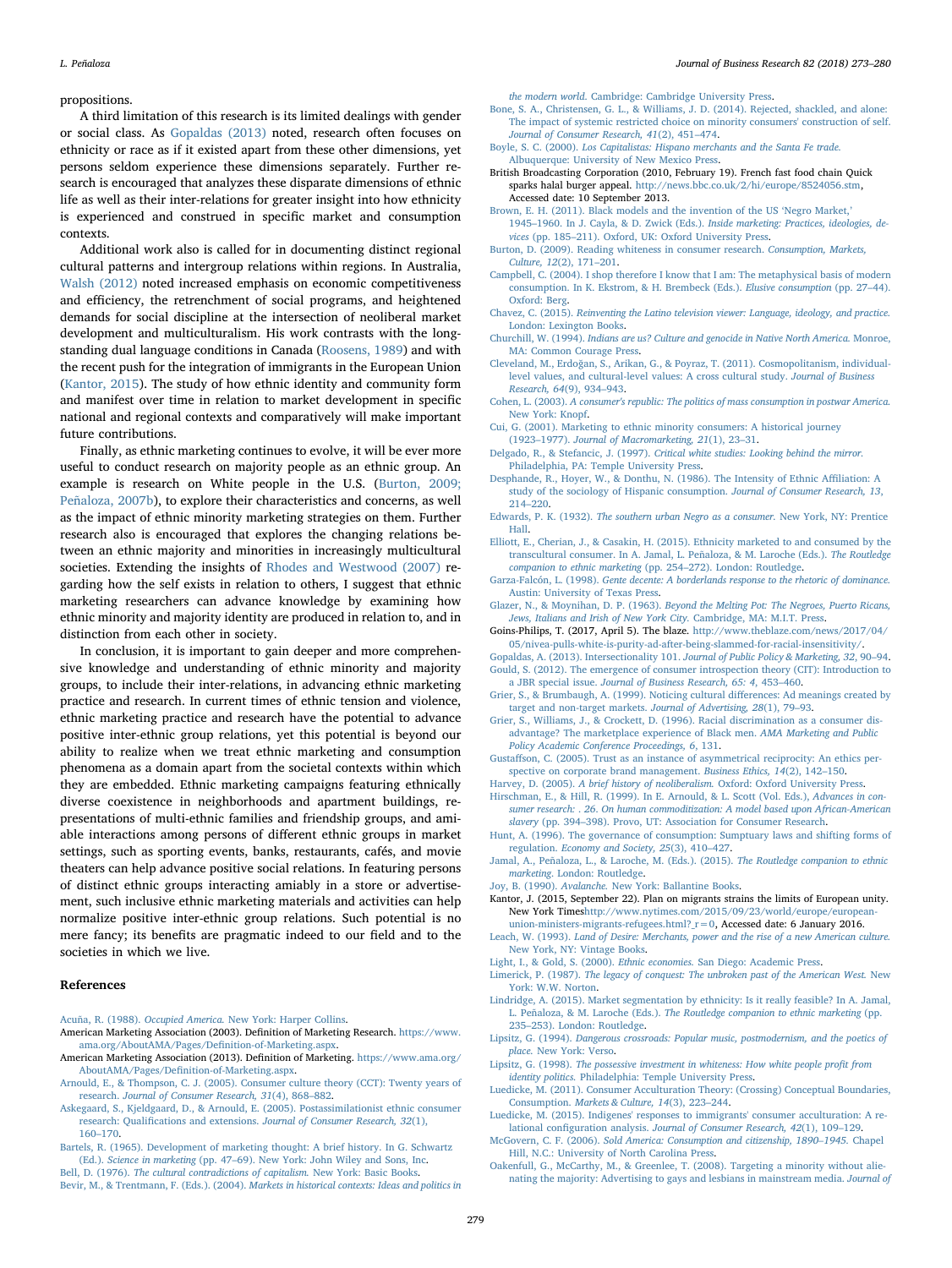propositions.

A third limitation of this research is its limited dealings with gender or social class. As Gopaldas (2013) noted, research often focuses on ethnicity or race as if it existed apart from these other dimensions, yet persons seldom experience these dimensions separately. Further research is encouraged that analyzes these disparate dimensions of ethnic life as well as their inter-relations for greater insight into how ethnicity is experienced and construed in specific market and consumption contexts.

Additional work also is called for in documenting distinct regional cultural patterns and intergroup relations within regions. In Australia, Walsh (2012) noted increased emphasis on economic competitiveness and efficiency, the retrenchment of social programs, and heightened demands for social discipline at the intersection of neoliberal market development and multiculturalism. His work contrasts with the longstanding dual language conditions in Canada (Roosens, 1989) and with the recent push for the integration of immigrants in the European Union (Kantor, 2015). The study of how ethnic identity and community form and manifest over time in relation to market development in specific national and regional contexts and comparatively will make important future contributions.

Finally, as ethnic marketing continues to evolve, it will be ever more useful to conduct research on majority people as an ethnic group. An example is research on White people in the U.S. (Burton, 2009; Peñaloza, 2007b), to explore their characteristics and concerns, as well as the impact of ethnic minority marketing strategies on them. Further research also is encouraged that explores the changing relations between an ethnic majority and minorities in increasingly multicultural societies. Extending the insights of Rhodes and Westwood (2007) regarding how the self exists in relation to others, I suggest that ethnic marketing researchers can advance knowledge by examining how ethnic minority and majority identity are produced in relation to, and in distinction from each other in society.

In conclusion, it is important to gain deeper and more comprehensive knowledge and understanding of ethnic minority and majority groups, to include their inter-relations, in advancing ethnic marketing practice and research. In current times of ethnic tension and violence, ethnic marketing practice and research have the potential to advance positive inter-ethnic group relations, yet this potential is beyond our ability to realize when we treat ethnic marketing and consumption phenomena as a domain apart from the societal contexts within which they are embedded. Ethnic marketing campaigns featuring ethnically diverse coexistence in neighborhoods and apartment buildings, representations of multi-ethnic families and friendship groups, and amiable interactions among persons of different ethnic groups in market settings, such as sporting events, banks, restaurants, cafés, and movie theaters can help advance positive social relations. In featuring persons of distinct ethnic groups interacting amiably in a store or advertisement, such inclusive ethnic marketing materials and activities can help normalize positive inter-ethnic group relations. Such potential is no mere fancy; its benefits are pragmatic indeed to our field and to the societies in which we live.

## References

Acuña, R. (1988). *Occupied America.* New York: Harper Collins.

American Marketing Association (2003). Definition of Marketing Research. https://www.ama.org/AboutAMA/Pages/Definition-of-Marketing.aspx.

American Marketing Association (2013). Definition of Marketing. https://www.ama.org/AboutAMA/Pages/Definition-of-Marketing.aspx.

Arnould, E., & Thompson, C. J. (2005). Consumer culture theory (CCT): Twenty years of research. *Journal of Consumer Research, 31*(4), 868–882.

Askegaard, S., Kjeldgaard, D., & Arnould, E. (2005). Postassimilationist ethnic consumer research: Qualifications and extensions. *Journal of Consumer Research, 32*(1), 160–170.

Bartels, R. (1965). Development of marketing thought: A brief history. In G. Schwartz (Ed.). *Science in marketing* (pp. 47–69). New York: John Wiley and Sons, Inc.

Bell, D. (1976). *The cultural contradictions of capitalism.* New York: Basic Books.

Bevir, M., & Trentmann, F. (Eds.). (2004). *Markets in historical contexts: Ideas and politics in the modern world.* Cambridge: Cambridge University Press.

Bone, S. A., Christensen, G. L., & Williams, J. D. (2014). Rejected, shackled, and alone: The impact of systemic restricted choice on minority consumers' construction of self. *Journal of Consumer Research, 41*(2), 451–474.

Boyle, S. C. (2000). *Los Capitalistas: Hispano merchants and the Santa Fe trade.* Albuquerque: University of New Mexico Press.

British Broadcasting Corporation (2010, February 19). French fast food chain Quick sparks halal burger appeal. http://news.bbc.co.uk/2/hi/europe/8524056.stm, Accessed date: 10 September 2013.

Brown, E. H. (2011). Black models and the invention of the US 'Negro Market,' 1945–1960. In J. Cayla, & D. Zwick (Eds.). *Inside marketing: Practices, ideologies, devices* (pp. 185–211). Oxford, UK: Oxford University Press.

Burton, D. (2009). Reading whiteness in consumer research. *Consumption, Markets, Culture, 12*(2), 171–201.

Campbell, C. (2004). I shop therefore I know that I am: The metaphysical basis of modern consumption. In K. Ekstrom, & H. Brembeck (Eds.). *Elusive consumption* (pp. 27–44). Oxford: Berg.

Chavez, C. (2015). *Reinventing the Latino television viewer: Language, ideology, and practice.* London: Lexington Books.

Churchill, W. (1994). *Indians are us? Culture and genocide in Native North America.* Monroe, MA: Common Courage Press.

Cleveland, M., Erdoğan, S., Arikan, G., & Poyraz, T. (2011). Cosmopolitanism, individual-level values, and cultural-level values: A cross cultural study. *Journal of Business Research, 64*(9), 934–943.

Cohen, L. (2003). *A consumer's republic: The politics of mass consumption in postwar America.* New York: Knopf.

Cui, G. (2001). Marketing to ethnic minority consumers: A historical journey (1923–1977). *Journal of Macromarketing, 21*(1), 23–31.

Delgado, R., & Stefancic, J. (1997). *Critical white studies: Looking behind the mirror.* Philadelphia, PA: Temple University Press.

Desphande, R., Hoyer, W., & Donthu, N. (1986). The Intensity of Ethnic Affiliation: A study of the sociology of Hispanic consumption. *Journal of Consumer Research, 13*, 214–220.

Edwards, P. K. (1932). *The southern urban Negro as a consumer.* New York, NY: Prentice Hall.

Elliott, E., Cherian, J., & Casakin, H. (2015). Ethnicity marketed to and consumed by the transcultural consumer. In A. Jamal, L. Peñaloza, & M. Laroche (Eds.). *The Routledge companion to ethnic marketing* (pp. 254–272). London: Routledge.

Garza-Falcón, L. (1998). *Gente decente: A borderlands response to the rhetoric of dominance.* Austin: University of Texas Press.

Glazer, N., & Moynihan, D. P. (1963). *Beyond the Melting Pot: The Negroes, Puerto Ricans, Jews, Italians and Irish of New York City.* Cambridge, MA: M.I.T. Press.

Goins-Philips, T. (2017, April 5). The blaze. http://www.theblaze.com/news/2017/04/05/nivea-pulls-white-is-purity-ad-after-being-slammed-for-racial-insensitivity/.

Gopaldas, A. (2013). Intersectionality 101. *Journal of Public Policy & Marketing, 32*, 90–94.

Gould, S. (2012). The emergence of consumer introspection theory (CIT): Introduction to a JBR special issue. *Journal of Business Research, 65: 4*, 453–460.

Grier, S., & Brumbaugh, A. (1999). Noticing cultural differences: Ad meanings created by target and non-target markets. *Journal of Advertising, 28*(1), 79–93.

Grier, S., Williams, J., & Crockett, D. (1996). Racial discrimination as a consumer disadvantage? The marketplace experience of Black men. *AMA Marketing and Public Policy Academic Conference Proceedings, 6*, 131.

Gustaffson, C. (2005). Trust as an instance of asymmetrical reciprocity: An ethics perspective on corporate brand management. *Business Ethics, 14*(2), 142–150.

Harvey, D. (2005). *A brief history of neoliberalism.* Oxford: Oxford University Press.

Hirschman, E., & Hill, R. (1999). In E. Arnould, & L. Scott (Vol. Eds.), *Advances in consumer research: . 26. On human commoditization: A model based upon African-American slavery* (pp. 394–398). Provo, UT: Association for Consumer Research.

Hunt, A. (1996). The governance of consumption: Sumptuary laws and shifting forms of regulation. *Economy and Society, 25*(3), 410–427.

Jamal, A., Peñaloza, L., & Laroche, M. (Eds.). (2015). *The Routledge companion to ethnic marketing.* London: Routledge.

Joy, B. (1990). *Avalanche.* New York: Ballantine Books.

Kantor, J. (2015, September 22). Plan on migrants strains the limits of European unity. New York Timeshttp://www.nytimes.com/2015/09/23/world/europe/european-union-ministers-migrants-refugees.html?_r=0, Accessed date: 6 January 2016.

Leach, W. (1993). *Land of Desire: Merchants, power and the rise of a new American culture.* New York, NY: Vintage Books.

Light, I., & Gold, S. (2000). *Ethnic economies.* San Diego: Academic Press.

Limerick, P. (1987). *The legacy of conquest: The unbroken past of the American West.* New York: W.W. Norton.

Lindridge, A. (2015). Market segmentation by ethnicity: Is it really feasible? In A. Jamal, L. Peñaloza, & M. Laroche (Eds.). *The Routledge companion to ethnic marketing* (pp. 235–253). London: Routledge.

Lipsitz, G. (1994). *Dangerous crossroads: Popular music, postmodernism, and the poetics of place.* New York: Verso.

Lipsitz, G. (1998). *The possessive investment in whiteness: How white people profit from identity politics.* Philadelphia: Temple University Press.

Luedicke, M. (2011). Consumer Acculturation Theory: (Crossing) Conceptual Boundaries, Consumption. *Markets & Culture, 14*(3), 223–244.

Luedicke, M. (2015). Indigenes' responses to immigrants' consumer acculturation: A relational configuration analysis. *Journal of Consumer Research, 42*(1), 109–129.

McGovern, C. F. (2006). *Sold America: Consumption and citizenship, 1890–1945.* Chapel Hill, N.C.: University of North Carolina Press.

Oakenfull, G., McCarthy, M., & Greenlee, T. (2008). Targeting a minority without alienating the majority: Advertising to gays and lesbians in mainstream media. *Journal of*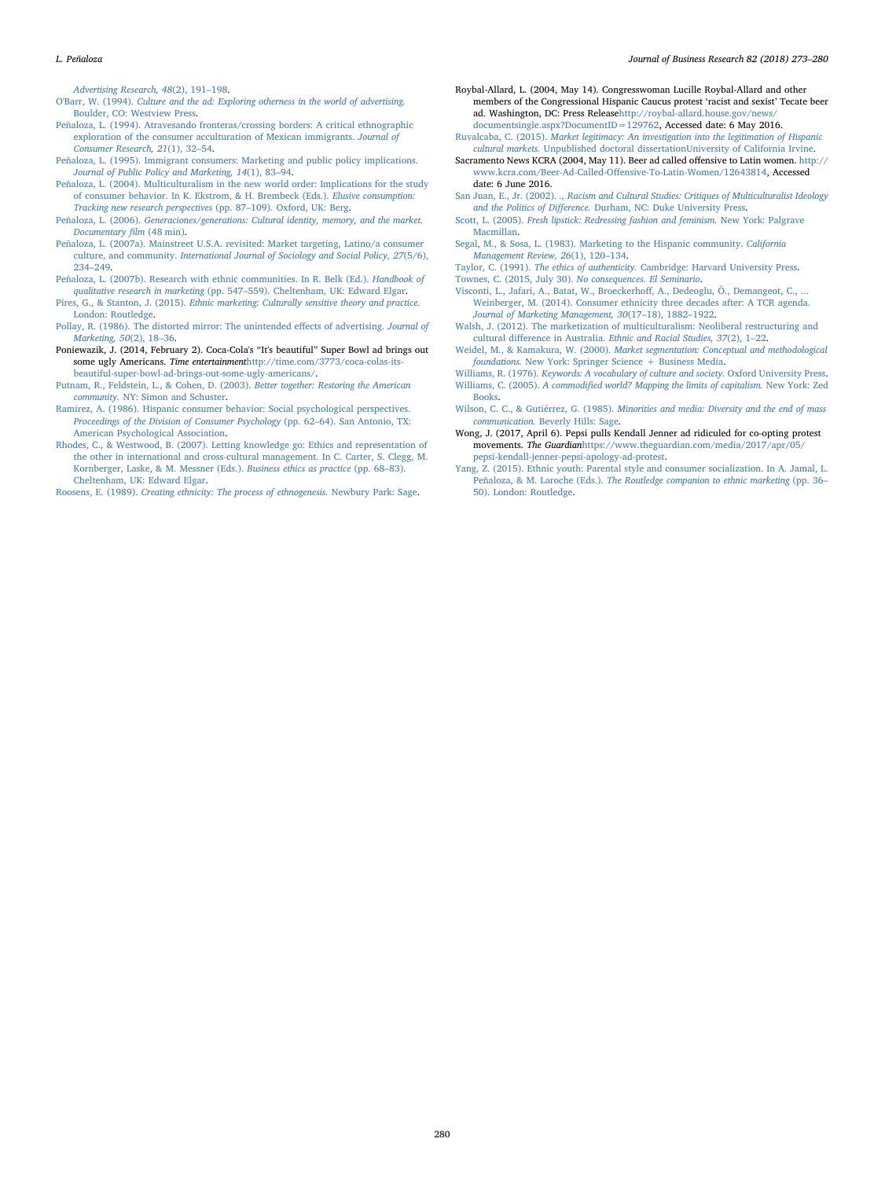*Advertising Research, 48*(2), 191–198.

O'Barr, W. (1994). *Culture and the ad: Exploring otherness in the world of advertising.* Boulder, CO: Westview Press.

Peñaloza, L. (1994). Atravesando fronteras/crossing borders: A critical ethnographic exploration of the consumer acculturation of Mexican immigrants. *Journal of Consumer Research, 21*(1), 32–54.

Peñaloza, L. (1995). Immigrant consumers: Marketing and public policy implications. *Journal of Public Policy and Marketing, 14*(1), 83–94.

Peñaloza, L. (2004). Multiculturalism in the new world order: Implications for the study of consumer behavior. In K. Ekstrom, & H. Brembeck (Eds.). *Elusive consumption: Tracking new research perspectives* (pp. 87–109). Oxford, UK: Berg.

Peñaloza, L. (2006). *Generaciones/generations: Cultural identity, memory, and the market. Documentary film* (48 min).

Peñaloza, L. (2007a). Mainstreet U.S.A. revisited: Market targeting, Latino/a consumer culture, and community. *International Journal of Sociology and Social Policy, 27*(5/6), 234–249.

Peñaloza, L. (2007b). Research with ethnic communities. In R. Belk (Ed.). *Handbook of qualitative research in marketing* (pp. 547–559). Cheltenham, UK: Edward Elgar.

Pires, G., & Stanton, J. (2015). *Ethnic marketing: Culturally sensitive theory and practice.* London: Routledge.

Pollay, R. (1986). The distorted mirror: The unintended effects of advertising. *Journal of Marketing, 50*(2), 18–36.

Poniewazik, J. (2014, February 2). Coca-Cola's "It's beautiful" Super Bowl ad brings out some ugly Americans. *Time entertainment*http://time.com/3773/coca-colas-its-beautiful-super-bowl-ad-brings-out-some-ugly-americans/.

Putnam, R., Feldstein, L., & Cohen, D. (2003). *Better together: Restoring the American community.* NY: Simon and Schuster.

Ramirez, A. (1986). Hispanic consumer behavior: Social psychological perspectives. *Proceedings of the Division of Consumer Psychology* (pp. 62–64). San Antonio, TX: American Psychological Association.

Rhodes, C., & Westwood, B. (2007). Letting knowledge go: Ethics and representation of the other in international and cross-cultural management. In C. Carter, S. Clegg, M. Kornberger, Laske, & M. Messner (Eds.). *Business ethics as practice* (pp. 68–83). Cheltenham, UK: Edward Elgar.

Roosens, E. (1989). *Creating ethnicity: The process of ethnogenesis.* Newbury Park: Sage.

Roybal-Allard, L. (2004, May 14). Congresswoman Lucille Roybal-Allard and other members of the Congressional Hispanic Caucus protest 'racist and sexist' Tecate beer ad. Washington, DC: Press Releasehttp://roybal-allard.house.gov/news/documentsingle.aspx?DocumentID=129762, Accessed date: 6 May 2016.

Ruvalcaba, C. (2015). *Market legitimacy: An investigation into the legitimation of Hispanic cultural markets.* Unpublished doctoral dissertationUniversity of California Irvine.

Sacramento News KCRA (2004, May 11). Beer ad called offensive to Latin women. http://www.kcra.com/Beer-Ad-Called-Offensive-To-Latin-Women/12643814, Accessed date: 6 June 2016.

San Juan, E., Jr. (2002). *., Racism and Cultural Studies: Critiques of Multiculturalist Ideology and the Politics of Difference.* Durham, NC: Duke University Press.

Scott, L. (2005). *Fresh lipstick: Redressing fashion and feminism.* New York: Palgrave Macmillan.

Segal, M., & Sosa, L. (1983). Marketing to the Hispanic community. *California Management Review, 26*(1), 120–134.

Taylor, C. (1991). *The ethics of authenticity.* Cambridge: Harvard University Press.

Townes, C. (2015, July 30). *No consequences. El Seminario*.

Visconti, L., Jafari, A., Batat, W., Broeckerhoff, A., Dedeoglu, Ö., Demangeot, C., ... Weinberger, M. (2014). Consumer ethnicity three decades after: A TCR agenda. *Journal of Marketing Management, 30*(17–18), 1882–1922.

Walsh, J. (2012). The marketization of multiculturalism: Neoliberal restructuring and cultural difference in Australia. *Ethnic and Racial Studies, 37*(2), 1–22.

Weidel, M., & Kamakura, W. (2000). *Market segmentation: Conceptual and methodological foundations.* New York: Springer Science + Business Media.

Williams, R. (1976). *Keywords: A vocabulary of culture and society.* Oxford University Press.

Williams, C. (2005). *A commodified world? Mapping the limits of capitalism.* New York: Zed Books.

Wilson, C. C., & Gutiérrez, G. (1985). *Minorities and media: Diversity and the end of mass communication.* Beverly Hills: Sage.

Wong, J. (2017, April 6). Pepsi pulls Kendall Jenner ad ridiculed for co-opting protest movements. *The Guardian*https://www.theguardian.com/media/2017/apr/05/pepsi-kendall-jenner-pepsi-apology-ad-protest.

Yang, Z. (2015). Ethnic youth: Parental style and consumer socialization. In A. Jamal, L. Peñaloza, & M. Laroche (Eds.). *The Routledge companion to ethnic marketing* (pp. 36–50). London: Routledge.